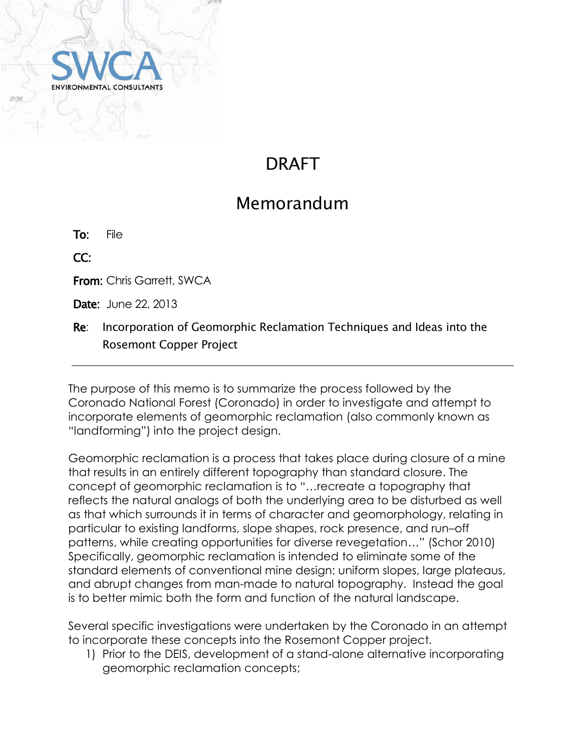SWCA

ENVIRONMENTAL CONSULTANTS

# DRAFT

# Memorandum

**To:** File

**CC:**

**From:** Chris Garrett, SWCA

**Date:** June 22, 2013

**Re:** Incorporation of Geomorphic Reclamation Techniques and Ideas into the Rosemont Copper Project

---

The purpose of this memo is to summarize the process followed by the Coronado National Forest (Coronado) in order to investigate and attempt to incorporate elements of geomorphic reclamation (also commonly known as "landforming") into the project design.

Geomorphic reclamation is a process that takes place during closure of a mine that results in an entirely different topography than standard closure. The concept of geomorphic reclamation is to "…recreate a topography that reflects the natural analogs of both the underlying area to be disturbed as well as that which surrounds it in terms of character and geomorphology, relating in particular to existing landforms, slope shapes, rock presence, and run–off patterns, while creating opportunities for diverse revegetation…" (Schor 2010) Specifically, geomorphic reclamation is intended to eliminate some of the standard elements of conventional mine design: uniform slopes, large plateaus, and abrupt changes from man-made to natural topography. Instead the goal is to better mimic both the form and function of the natural landscape.

Several specific investigations were undertaken by the Coronado in an attempt to incorporate these concepts into the Rosemont Copper project.

1) Prior to the DEIS, development of a stand-alone alternative incorporating geomorphic reclamation concepts;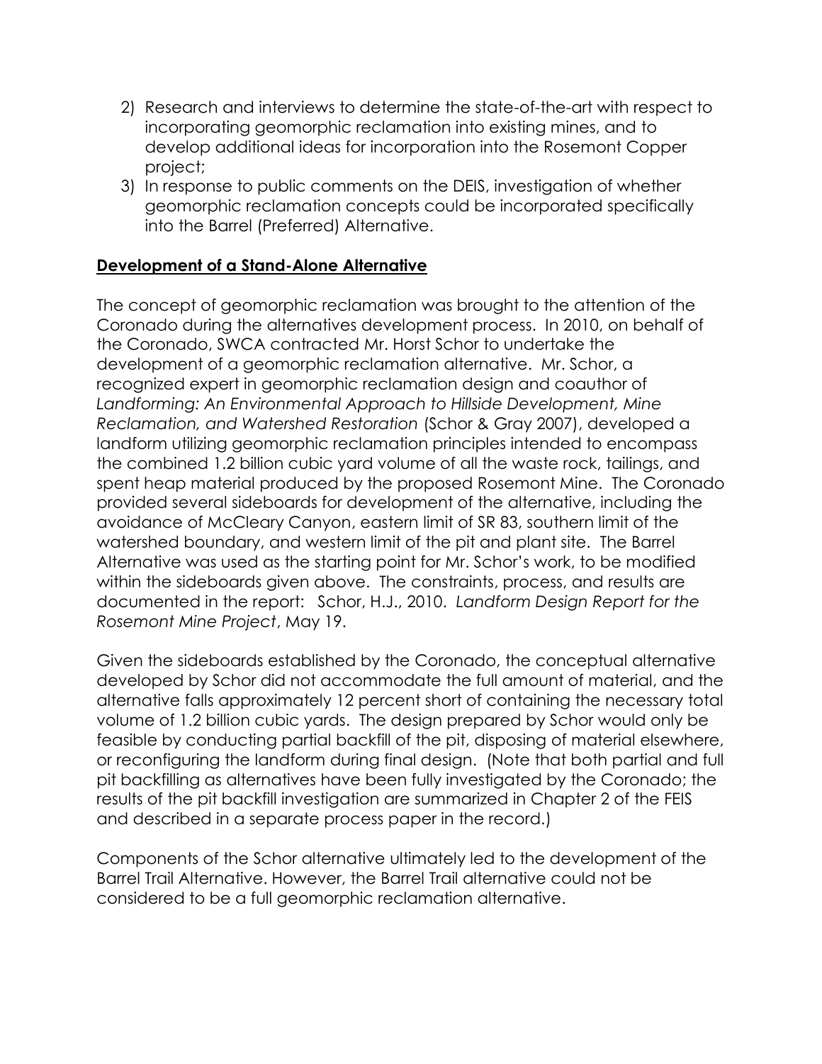2) Research and interviews to determine the state-of-the-art with respect to incorporating geomorphic reclamation into existing mines, and to develop additional ideas for incorporation into the Rosemont Copper project;
3) In response to public comments on the DEIS, investigation of whether geomorphic reclamation concepts could be incorporated specifically into the Barrel (Preferred) Alternative.

**Development of a Stand-Alone Alternative**

The concept of geomorphic reclamation was brought to the attention of the Coronado during the alternatives development process. In 2010, on behalf of the Coronado, SWCA contracted Mr. Horst Schor to undertake the development of a geomorphic reclamation alternative. Mr. Schor, a recognized expert in geomorphic reclamation design and coauthor of *Landforming: An Environmental Approach to Hillside Development, Mine Reclamation, and Watershed Restoration* (Schor & Gray 2007), developed a landform utilizing geomorphic reclamation principles intended to encompass the combined 1.2 billion cubic yard volume of all the waste rock, tailings, and spent heap material produced by the proposed Rosemont Mine. The Coronado provided several sideboards for development of the alternative, including the avoidance of McCleary Canyon, eastern limit of SR 83, southern limit of the watershed boundary, and western limit of the pit and plant site. The Barrel Alternative was used as the starting point for Mr. Schor's work, to be modified within the sideboards given above. The constraints, process, and results are documented in the report: Schor, H.J., 2010. *Landform Design Report for the Rosemont Mine Project*, May 19.

Given the sideboards established by the Coronado, the conceptual alternative developed by Schor did not accommodate the full amount of material, and the alternative falls approximately 12 percent short of containing the necessary total volume of 1.2 billion cubic yards. The design prepared by Schor would only be feasible by conducting partial backfill of the pit, disposing of material elsewhere, or reconfiguring the landform during final design. (Note that both partial and full pit backfilling as alternatives have been fully investigated by the Coronado; the results of the pit backfill investigation are summarized in Chapter 2 of the FEIS and described in a separate process paper in the record.)

Components of the Schor alternative ultimately led to the development of the Barrel Trail Alternative. However, the Barrel Trail alternative could not be considered to be a full geomorphic reclamation alternative.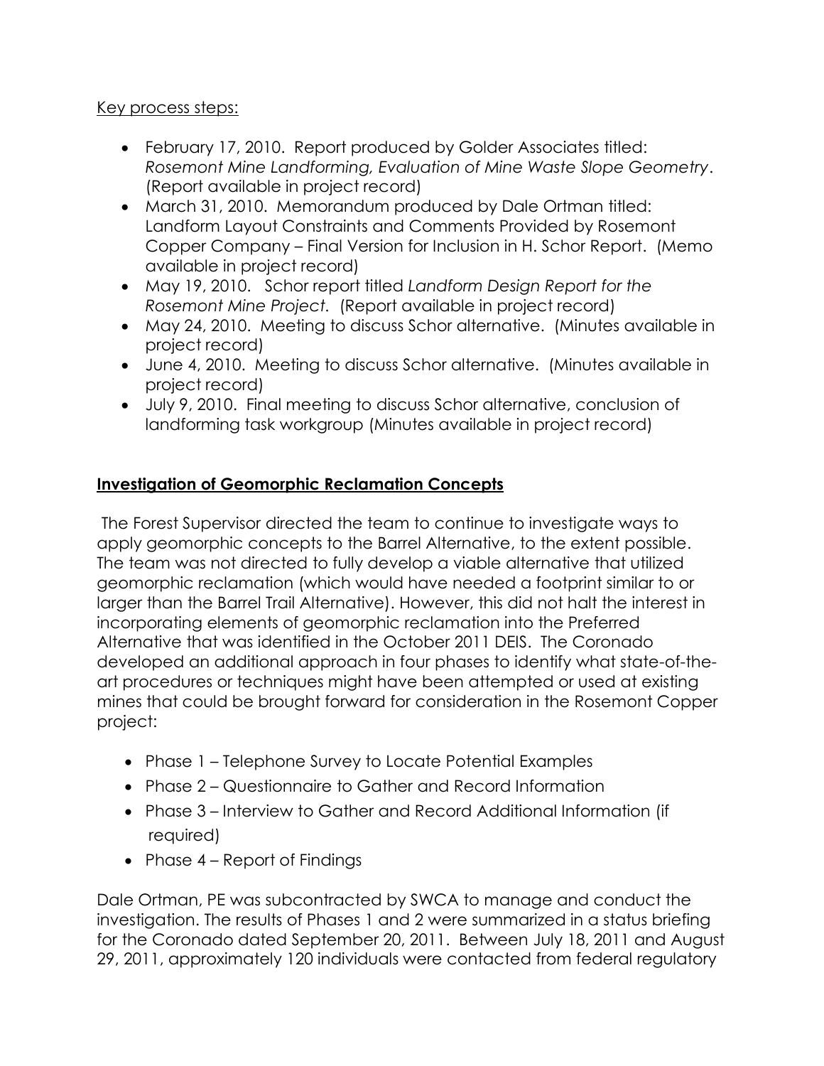Key process steps:

- February 17, 2010. Report produced by Golder Associates titled: *Rosemont Mine Landforming, Evaluation of Mine Waste Slope Geometry*. (Report available in project record)
- March 31, 2010. Memorandum produced by Dale Ortman titled: Landform Layout Constraints and Comments Provided by Rosemont Copper Company – Final Version for Inclusion in H. Schor Report. (Memo available in project record)
- May 19, 2010. Schor report titled *Landform Design Report for the Rosemont Mine Project.* (Report available in project record)
- May 24, 2010. Meeting to discuss Schor alternative. (Minutes available in project record)
- June 4, 2010. Meeting to discuss Schor alternative. (Minutes available in project record)
- July 9, 2010. Final meeting to discuss Schor alternative, conclusion of landforming task workgroup (Minutes available in project record)

## Investigation of Geomorphic Reclamation Concepts

The Forest Supervisor directed the team to continue to investigate ways to apply geomorphic concepts to the Barrel Alternative, to the extent possible. The team was not directed to fully develop a viable alternative that utilized geomorphic reclamation (which would have needed a footprint similar to or larger than the Barrel Trail Alternative). However, this did not halt the interest in incorporating elements of geomorphic reclamation into the Preferred Alternative that was identified in the October 2011 DEIS. The Coronado developed an additional approach in four phases to identify what state-of-the-art procedures or techniques might have been attempted or used at existing mines that could be brought forward for consideration in the Rosemont Copper project:

- Phase 1 – Telephone Survey to Locate Potential Examples
- Phase 2 – Questionnaire to Gather and Record Information
- Phase 3 – Interview to Gather and Record Additional Information (if required)
- Phase 4 – Report of Findings

Dale Ortman, PE was subcontracted by SWCA to manage and conduct the investigation. The results of Phases 1 and 2 were summarized in a status briefing for the Coronado dated September 20, 2011. Between July 18, 2011 and August 29, 2011, approximately 120 individuals were contacted from federal regulatory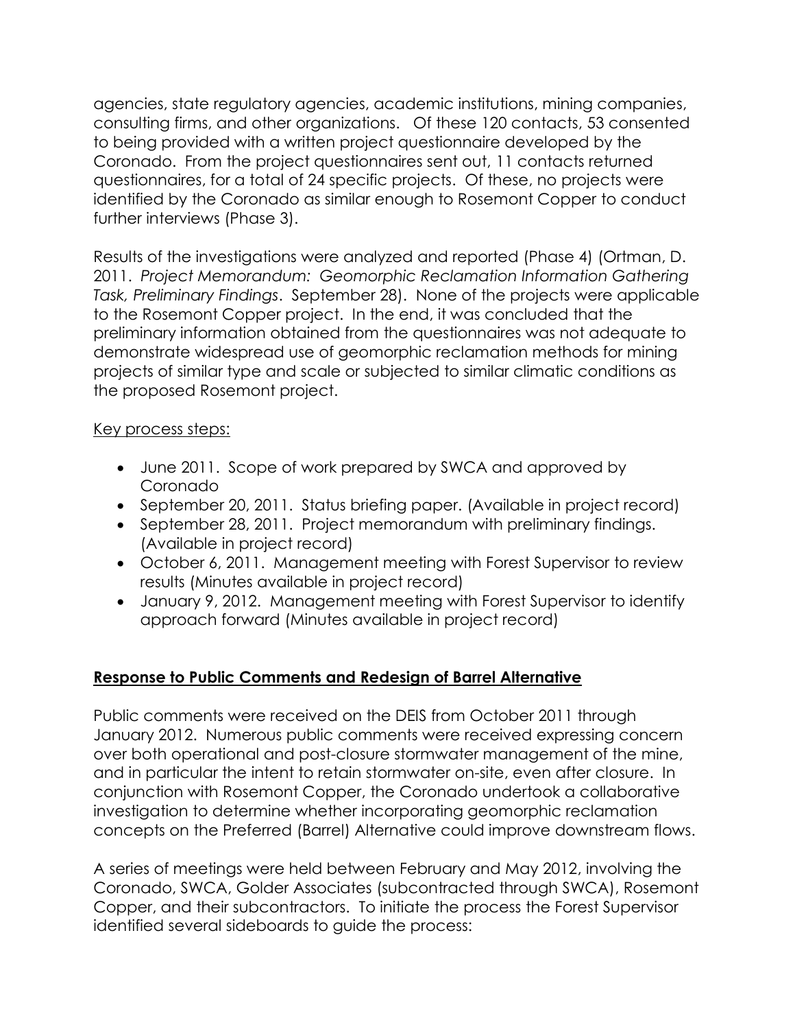agencies, state regulatory agencies, academic institutions, mining companies, consulting firms, and other organizations. Of these 120 contacts, 53 consented to being provided with a written project questionnaire developed by the Coronado. From the project questionnaires sent out, 11 contacts returned questionnaires, for a total of 24 specific projects. Of these, no projects were identified by the Coronado as similar enough to Rosemont Copper to conduct further interviews (Phase 3).

Results of the investigations were analyzed and reported (Phase 4) (Ortman, D. 2011. *Project Memorandum: Geomorphic Reclamation Information Gathering Task, Preliminary Findings*. September 28). None of the projects were applicable to the Rosemont Copper project. In the end, it was concluded that the preliminary information obtained from the questionnaires was not adequate to demonstrate widespread use of geomorphic reclamation methods for mining projects of similar type and scale or subjected to similar climatic conditions as the proposed Rosemont project.

Key process steps:

- June 2011. Scope of work prepared by SWCA and approved by Coronado
- September 20, 2011. Status briefing paper. (Available in project record)
- September 28, 2011. Project memorandum with preliminary findings. (Available in project record)
- October 6, 2011. Management meeting with Forest Supervisor to review results (Minutes available in project record)
- January 9, 2012. Management meeting with Forest Supervisor to identify approach forward (Minutes available in project record)

## Response to Public Comments and Redesign of Barrel Alternative

Public comments were received on the DEIS from October 2011 through January 2012. Numerous public comments were received expressing concern over both operational and post-closure stormwater management of the mine, and in particular the intent to retain stormwater on-site, even after closure. In conjunction with Rosemont Copper, the Coronado undertook a collaborative investigation to determine whether incorporating geomorphic reclamation concepts on the Preferred (Barrel) Alternative could improve downstream flows.

A series of meetings were held between February and May 2012, involving the Coronado, SWCA, Golder Associates (subcontracted through SWCA), Rosemont Copper, and their subcontractors. To initiate the process the Forest Supervisor identified several sideboards to guide the process: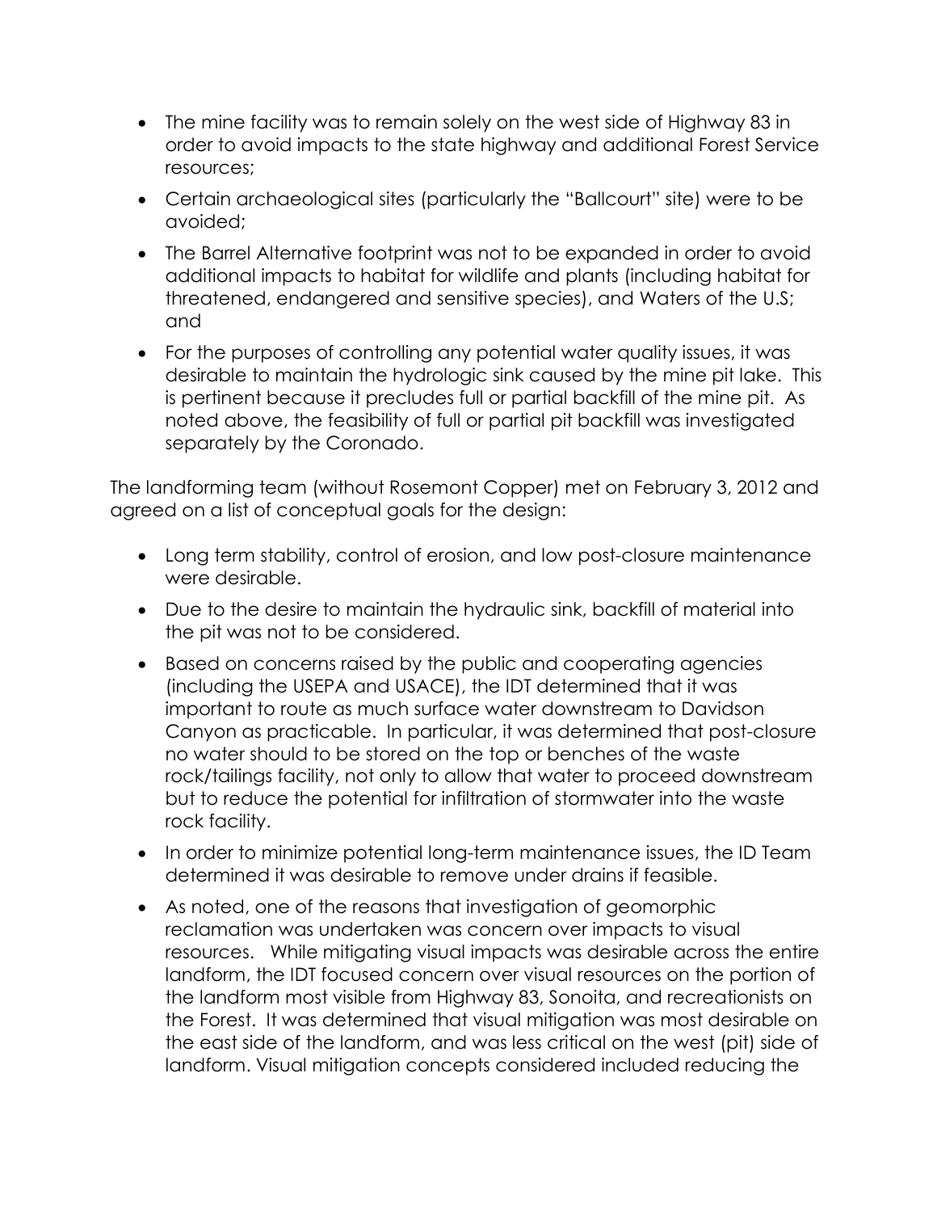- The mine facility was to remain solely on the west side of Highway 83 in order to avoid impacts to the state highway and additional Forest Service resources;
- Certain archaeological sites (particularly the "Ballcourt" site) were to be avoided;
- The Barrel Alternative footprint was not to be expanded in order to avoid additional impacts to habitat for wildlife and plants (including habitat for threatened, endangered and sensitive species), and Waters of the U.S; and
- For the purposes of controlling any potential water quality issues, it was desirable to maintain the hydrologic sink caused by the mine pit lake. This is pertinent because it precludes full or partial backfill of the mine pit. As noted above, the feasibility of full or partial pit backfill was investigated separately by the Coronado.

The landforming team (without Rosemont Copper) met on February 3, 2012 and agreed on a list of conceptual goals for the design:

- Long term stability, control of erosion, and low post-closure maintenance were desirable.
- Due to the desire to maintain the hydraulic sink, backfill of material into the pit was not to be considered.
- Based on concerns raised by the public and cooperating agencies (including the USEPA and USACE), the IDT determined that it was important to route as much surface water downstream to Davidson Canyon as practicable. In particular, it was determined that post-closure no water should to be stored on the top or benches of the waste rock/tailings facility, not only to allow that water to proceed downstream but to reduce the potential for infiltration of stormwater into the waste rock facility.
- In order to minimize potential long-term maintenance issues, the ID Team determined it was desirable to remove under drains if feasible.
- As noted, one of the reasons that investigation of geomorphic reclamation was undertaken was concern over impacts to visual resources. While mitigating visual impacts was desirable across the entire landform, the IDT focused concern over visual resources on the portion of the landform most visible from Highway 83, Sonoita, and recreationists on the Forest. It was determined that visual mitigation was most desirable on the east side of the landform, and was less critical on the west (pit) side of landform. Visual mitigation concepts considered included reducing the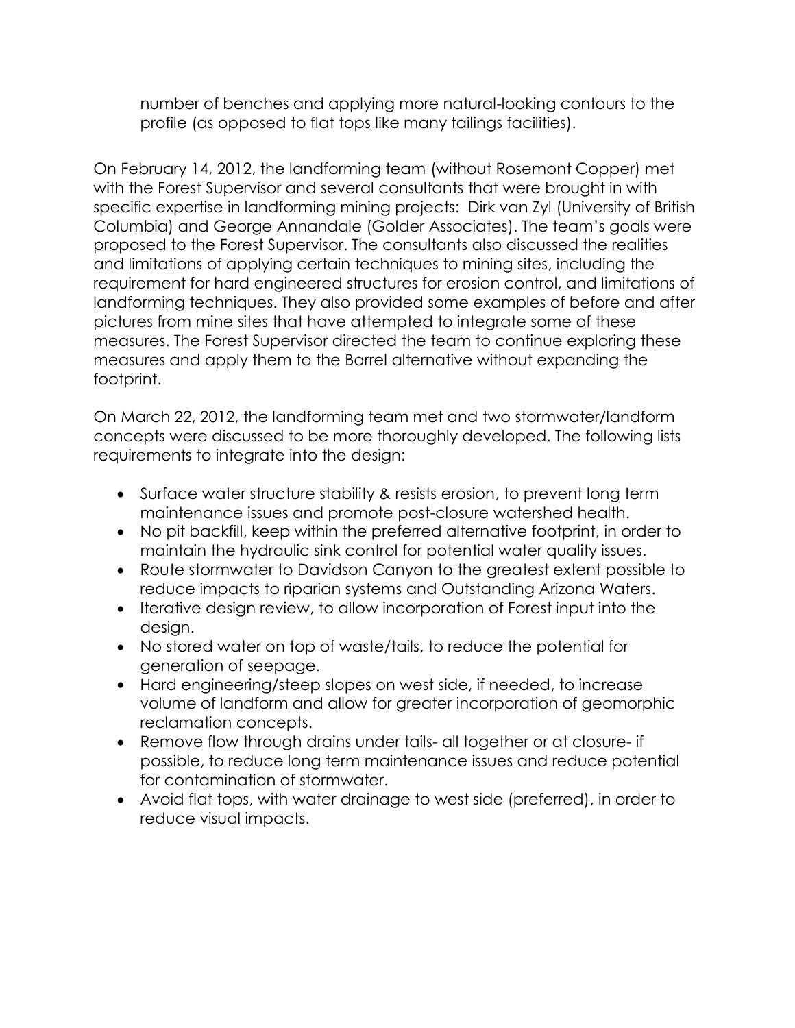number of benches and applying more natural-looking contours to the profile (as opposed to flat tops like many tailings facilities).

On February 14, 2012, the landforming team (without Rosemont Copper) met with the Forest Supervisor and several consultants that were brought in with specific expertise in landforming mining projects: Dirk van Zyl (University of British Columbia) and George Annandale (Golder Associates). The team's goals were proposed to the Forest Supervisor. The consultants also discussed the realities and limitations of applying certain techniques to mining sites, including the requirement for hard engineered structures for erosion control, and limitations of landforming techniques. They also provided some examples of before and after pictures from mine sites that have attempted to integrate some of these measures. The Forest Supervisor directed the team to continue exploring these measures and apply them to the Barrel alternative without expanding the footprint.

On March 22, 2012, the landforming team met and two stormwater/landform concepts were discussed to be more thoroughly developed. The following lists requirements to integrate into the design:

- Surface water structure stability & resists erosion, to prevent long term maintenance issues and promote post-closure watershed health.
- No pit backfill, keep within the preferred alternative footprint, in order to maintain the hydraulic sink control for potential water quality issues.
- Route stormwater to Davidson Canyon to the greatest extent possible to reduce impacts to riparian systems and Outstanding Arizona Waters.
- Iterative design review, to allow incorporation of Forest input into the design.
- No stored water on top of waste/tails, to reduce the potential for generation of seepage.
- Hard engineering/steep slopes on west side, if needed, to increase volume of landform and allow for greater incorporation of geomorphic reclamation concepts.
- Remove flow through drains under tails- all together or at closure- if possible, to reduce long term maintenance issues and reduce potential for contamination of stormwater.
- Avoid flat tops, with water drainage to west side (preferred), in order to reduce visual impacts.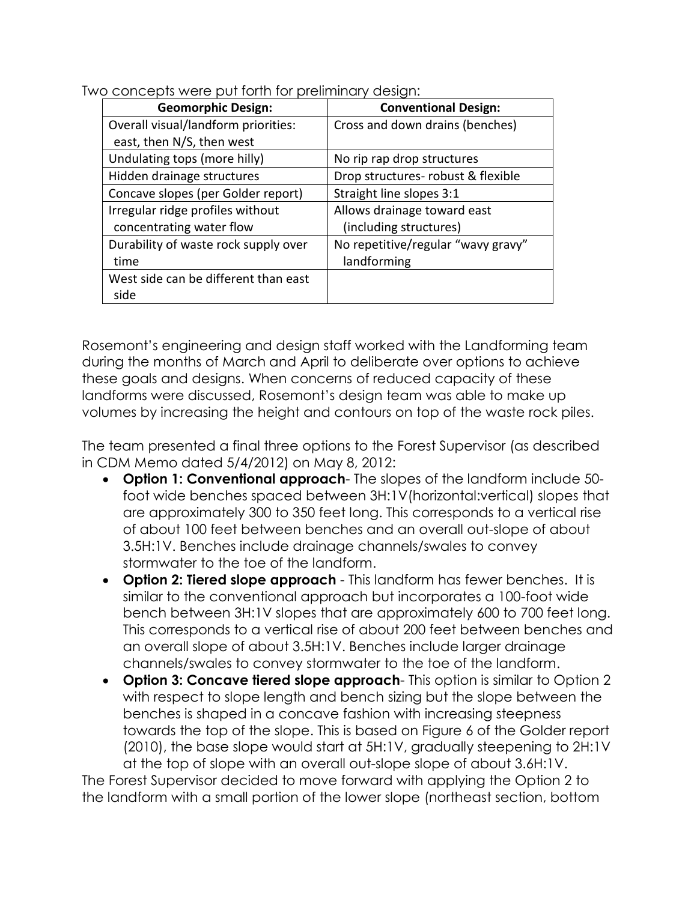Two concepts were put forth for preliminary design:

| Geomorphic Design: | Conventional Design: |
|---|---|
| Overall visual/landform priorities: east, then N/S, then west | Cross and down drains (benches) |
| Undulating tops (more hilly) | No rip rap drop structures |
| Hidden drainage structures | Drop structures- robust & flexible |
| Concave slopes (per Golder report) | Straight line slopes 3:1 |
| Irregular ridge profiles without concentrating water flow | Allows drainage toward east (including structures) |
| Durability of waste rock supply over time | No repetitive/regular "wavy gravy" landforming |
| West side can be different than east side | |

Rosemont's engineering and design staff worked with the Landforming team during the months of March and April to deliberate over options to achieve these goals and designs. When concerns of reduced capacity of these landforms were discussed, Rosemont's design team was able to make up volumes by increasing the height and contours on top of the waste rock piles.

The team presented a final three options to the Forest Supervisor (as described in CDM Memo dated 5/4/2012) on May 8, 2012:

- **Option 1: Conventional approach**- The slopes of the landform include 50-foot wide benches spaced between 3H:1V(horizontal:vertical) slopes that are approximately 300 to 350 feet long. This corresponds to a vertical rise of about 100 feet between benches and an overall out-slope of about 3.5H:1V. Benches include drainage channels/swales to convey stormwater to the toe of the landform.
- **Option 2: Tiered slope approach** - This landform has fewer benches. It is similar to the conventional approach but incorporates a 100-foot wide bench between 3H:1V slopes that are approximately 600 to 700 feet long. This corresponds to a vertical rise of about 200 feet between benches and an overall slope of about 3.5H:1V. Benches include larger drainage channels/swales to convey stormwater to the toe of the landform.
- **Option 3: Concave tiered slope approach**- This option is similar to Option 2 with respect to slope length and bench sizing but the slope between the benches is shaped in a concave fashion with increasing steepness towards the top of the slope. This is based on Figure 6 of the Golder report (2010), the base slope would start at 5H:1V, gradually steepening to 2H:1V at the top of slope with an overall out-slope slope of about 3.6H:1V.

The Forest Supervisor decided to move forward with applying the Option 2 to the landform with a small portion of the lower slope (northeast section, bottom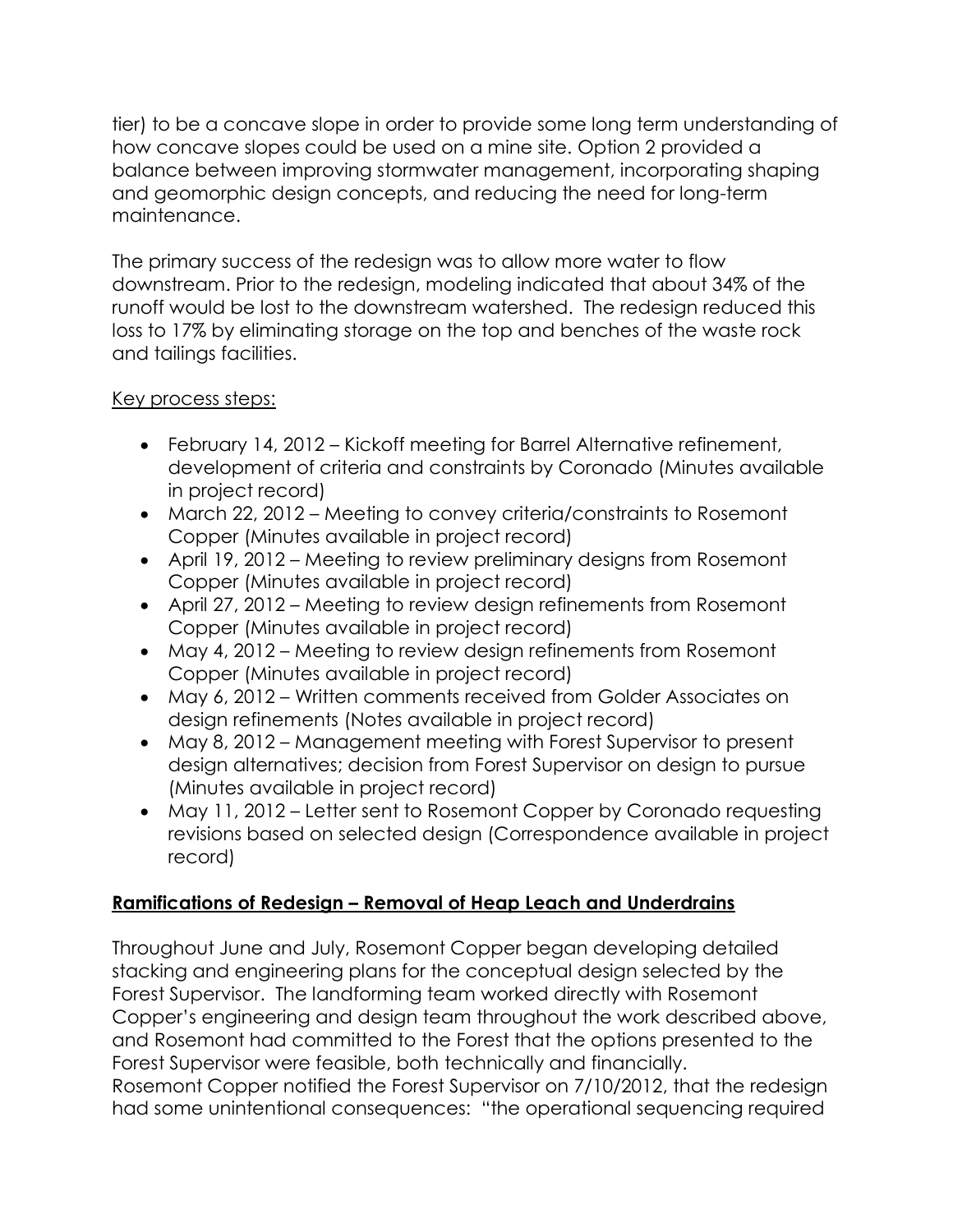tier) to be a concave slope in order to provide some long term understanding of how concave slopes could be used on a mine site. Option 2 provided a balance between improving stormwater management, incorporating shaping and geomorphic design concepts, and reducing the need for long-term maintenance.

The primary success of the redesign was to allow more water to flow downstream. Prior to the redesign, modeling indicated that about 34% of the runoff would be lost to the downstream watershed. The redesign reduced this loss to 17% by eliminating storage on the top and benches of the waste rock and tailings facilities.

Key process steps:

- February 14, 2012 – Kickoff meeting for Barrel Alternative refinement, development of criteria and constraints by Coronado (Minutes available in project record)
- March 22, 2012 – Meeting to convey criteria/constraints to Rosemont Copper (Minutes available in project record)
- April 19, 2012 – Meeting to review preliminary designs from Rosemont Copper (Minutes available in project record)
- April 27, 2012 – Meeting to review design refinements from Rosemont Copper (Minutes available in project record)
- May 4, 2012 – Meeting to review design refinements from Rosemont Copper (Minutes available in project record)
- May 6, 2012 – Written comments received from Golder Associates on design refinements (Notes available in project record)
- May 8, 2012 – Management meeting with Forest Supervisor to present design alternatives; decision from Forest Supervisor on design to pursue (Minutes available in project record)
- May 11, 2012 – Letter sent to Rosemont Copper by Coronado requesting revisions based on selected design (Correspondence available in project record)

## Ramifications of Redesign – Removal of Heap Leach and Underdrains

Throughout June and July, Rosemont Copper began developing detailed stacking and engineering plans for the conceptual design selected by the Forest Supervisor. The landforming team worked directly with Rosemont Copper's engineering and design team throughout the work described above, and Rosemont had committed to the Forest that the options presented to the Forest Supervisor were feasible, both technically and financially.
Rosemont Copper notified the Forest Supervisor on 7/10/2012, that the redesign had some unintentional consequences: "the operational sequencing required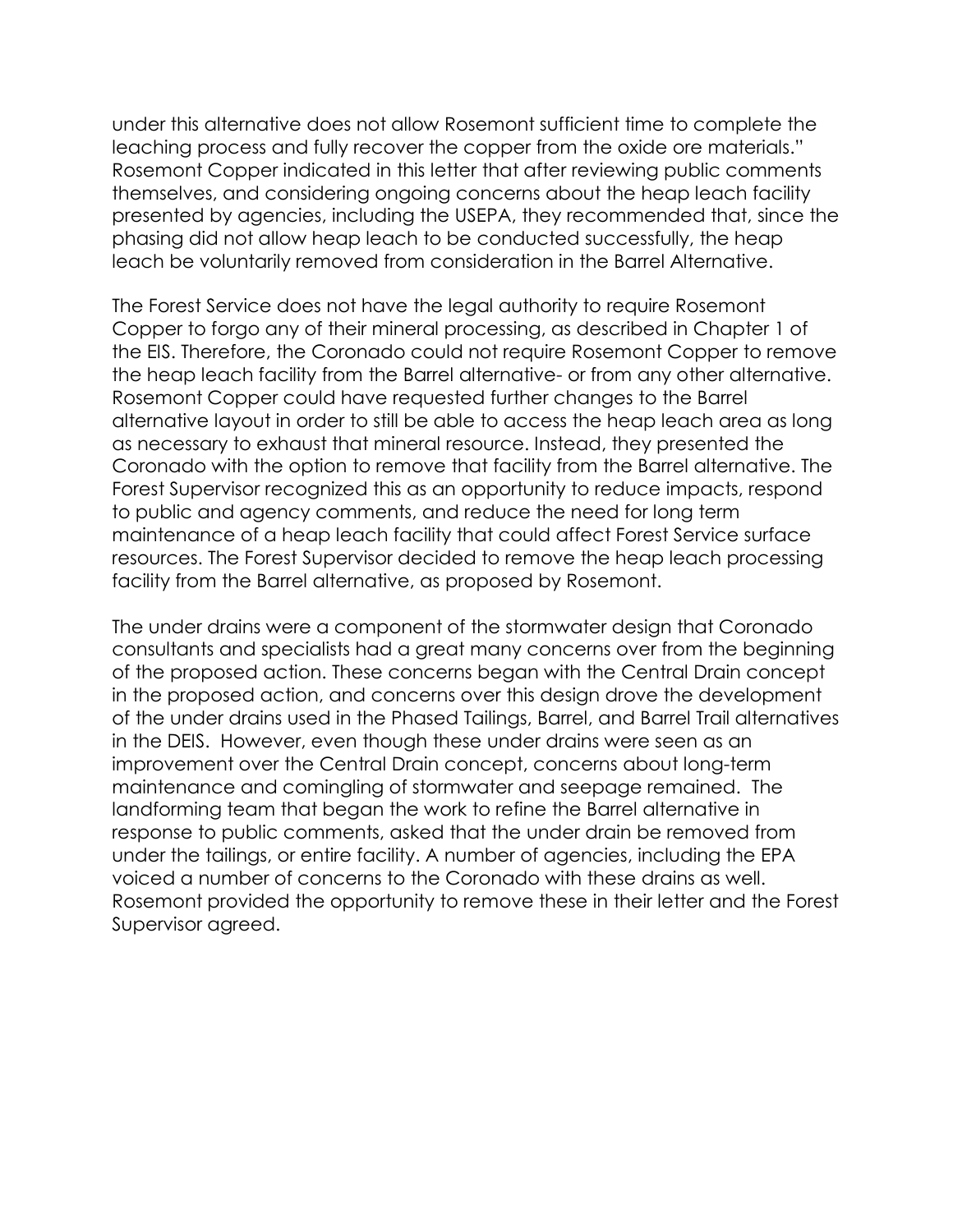under this alternative does not allow Rosemont sufficient time to complete the leaching process and fully recover the copper from the oxide ore materials." Rosemont Copper indicated in this letter that after reviewing public comments themselves, and considering ongoing concerns about the heap leach facility presented by agencies, including the USEPA, they recommended that, since the phasing did not allow heap leach to be conducted successfully, the heap leach be voluntarily removed from consideration in the Barrel Alternative.

The Forest Service does not have the legal authority to require Rosemont Copper to forgo any of their mineral processing, as described in Chapter 1 of the EIS. Therefore, the Coronado could not require Rosemont Copper to remove the heap leach facility from the Barrel alternative- or from any other alternative. Rosemont Copper could have requested further changes to the Barrel alternative layout in order to still be able to access the heap leach area as long as necessary to exhaust that mineral resource. Instead, they presented the Coronado with the option to remove that facility from the Barrel alternative. The Forest Supervisor recognized this as an opportunity to reduce impacts, respond to public and agency comments, and reduce the need for long term maintenance of a heap leach facility that could affect Forest Service surface resources. The Forest Supervisor decided to remove the heap leach processing facility from the Barrel alternative, as proposed by Rosemont.

The under drains were a component of the stormwater design that Coronado consultants and specialists had a great many concerns over from the beginning of the proposed action. These concerns began with the Central Drain concept in the proposed action, and concerns over this design drove the development of the under drains used in the Phased Tailings, Barrel, and Barrel Trail alternatives in the DEIS. However, even though these under drains were seen as an improvement over the Central Drain concept, concerns about long-term maintenance and comingling of stormwater and seepage remained. The landforming team that began the work to refine the Barrel alternative in response to public comments, asked that the under drain be removed from under the tailings, or entire facility. A number of agencies, including the EPA voiced a number of concerns to the Coronado with these drains as well. Rosemont provided the opportunity to remove these in their letter and the Forest Supervisor agreed.